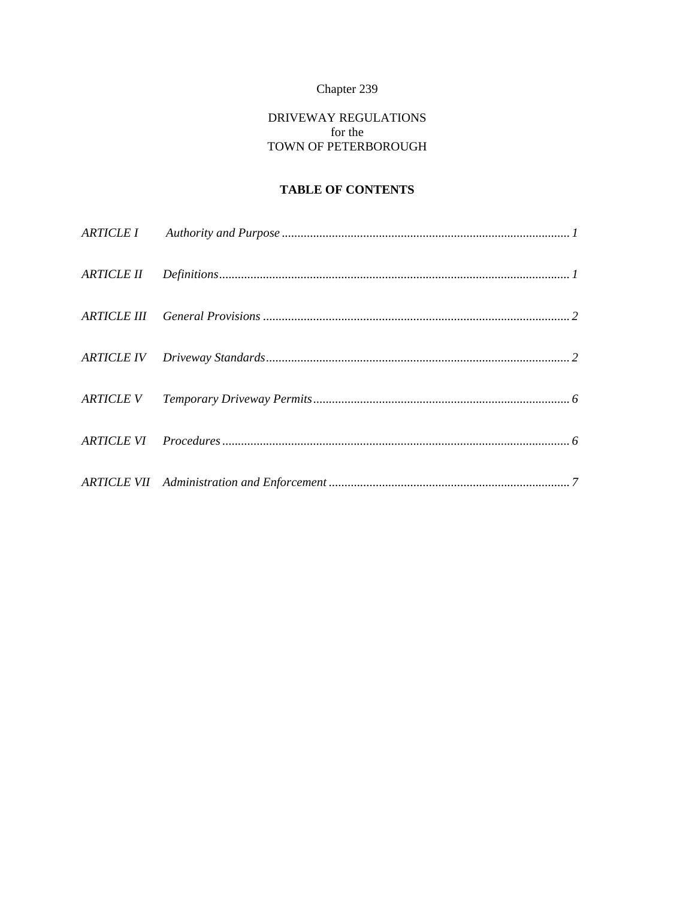Chapter 239

DRIVEWAY REGULATIONS
for the
TOWN OF PETERBOROUGH

**TABLE OF CONTENTS**

*ARTICLE I Authority and Purpose ............................................................................................ 1*

*ARTICLE II Definitions................................................................................................................ 1*

*ARTICLE III General Provisions .................................................................................................. 2*

*ARTICLE IV Driveway Standards................................................................................................. 2*

*ARTICLE V Temporary Driveway Permits.................................................................................. 6*

*ARTICLE VI Procedures ............................................................................................................... 6*

*ARTICLE VII Administration and Enforcement ............................................................................ 7*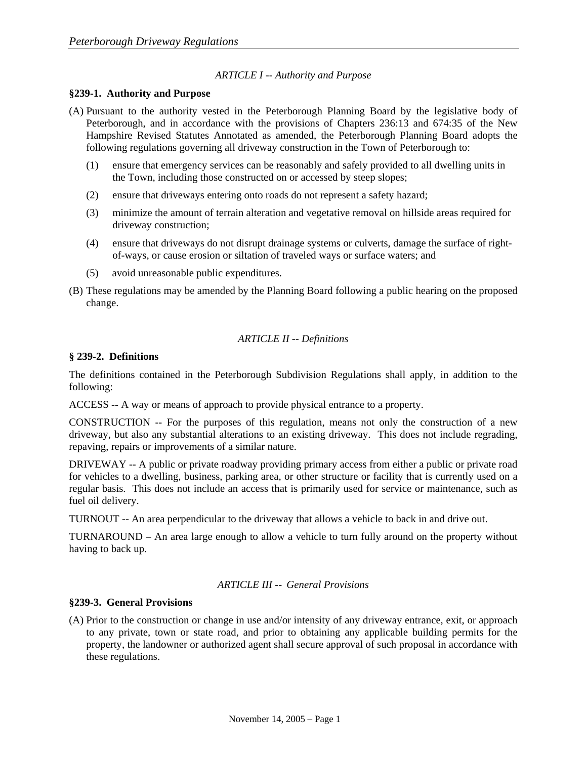*ARTICLE I -- Authority and Purpose*

**§239-1. Authority and Purpose**

(A) Pursuant to the authority vested in the Peterborough Planning Board by the legislative body of Peterborough, and in accordance with the provisions of Chapters 236:13 and 674:35 of the New Hampshire Revised Statutes Annotated as amended, the Peterborough Planning Board adopts the following regulations governing all driveway construction in the Town of Peterborough to:

   (1) ensure that emergency services can be reasonably and safely provided to all dwelling units in the Town, including those constructed on or accessed by steep slopes;

   (2) ensure that driveways entering onto roads do not represent a safety hazard;

   (3) minimize the amount of terrain alteration and vegetative removal on hillside areas required for driveway construction;

   (4) ensure that driveways do not disrupt drainage systems or culverts, damage the surface of right-of-ways, or cause erosion or siltation of traveled ways or surface waters; and

   (5) avoid unreasonable public expenditures.

(B) These regulations may be amended by the Planning Board following a public hearing on the proposed change.

*ARTICLE II -- Definitions*

**§ 239-2. Definitions**

The definitions contained in the Peterborough Subdivision Regulations shall apply, in addition to the following:

ACCESS -- A way or means of approach to provide physical entrance to a property.

CONSTRUCTION -- For the purposes of this regulation, means not only the construction of a new driveway, but also any substantial alterations to an existing driveway. This does not include regrading, repaving, repairs or improvements of a similar nature.

DRIVEWAY -- A public or private roadway providing primary access from either a public or private road for vehicles to a dwelling, business, parking area, or other structure or facility that is currently used on a regular basis. This does not include an access that is primarily used for service or maintenance, such as fuel oil delivery.

TURNOUT -- An area perpendicular to the driveway that allows a vehicle to back in and drive out.

TURNAROUND – An area large enough to allow a vehicle to turn fully around on the property without having to back up.

*ARTICLE III -- General Provisions*

**§239-3. General Provisions**

(A) Prior to the construction or change in use and/or intensity of any driveway entrance, exit, or approach to any private, town or state road, and prior to obtaining any applicable building permits for the property, the landowner or authorized agent shall secure approval of such proposal in accordance with these regulations.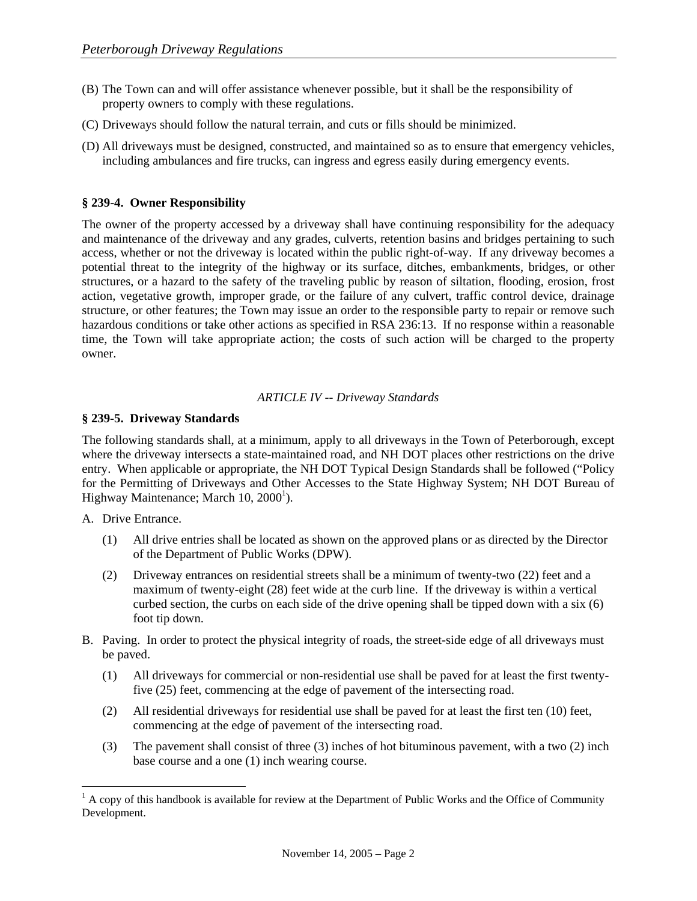(B) The Town can and will offer assistance whenever possible, but it shall be the responsibility of property owners to comply with these regulations.

(C) Driveways should follow the natural terrain, and cuts or fills should be minimized.

(D) All driveways must be designed, constructed, and maintained so as to ensure that emergency vehicles, including ambulances and fire trucks, can ingress and egress easily during emergency events.

### § 239-4. Owner Responsibility

The owner of the property accessed by a driveway shall have continuing responsibility for the adequacy and maintenance of the driveway and any grades, culverts, retention basins and bridges pertaining to such access, whether or not the driveway is located within the public right-of-way. If any driveway becomes a potential threat to the integrity of the highway or its surface, ditches, embankments, bridges, or other structures, or a hazard to the safety of the traveling public by reason of siltation, flooding, erosion, frost action, vegetative growth, improper grade, or the failure of any culvert, traffic control device, drainage structure, or other features; the Town may issue an order to the responsible party to repair or remove such hazardous conditions or take other actions as specified in RSA 236:13. If no response within a reasonable time, the Town will take appropriate action; the costs of such action will be charged to the property owner.

## *ARTICLE IV -- Driveway Standards*

### § 239-5. Driveway Standards

The following standards shall, at a minimum, apply to all driveways in the Town of Peterborough, except where the driveway intersects a state-maintained road, and NH DOT places other restrictions on the drive entry. When applicable or appropriate, the NH DOT Typical Design Standards shall be followed ("Policy for the Permitting of Driveways and Other Accesses to the State Highway System; NH DOT Bureau of Highway Maintenance; March 10, 2000[1]).

A. Drive Entrance.

(1) All drive entries shall be located as shown on the approved plans or as directed by the Director of the Department of Public Works (DPW).

(2) Driveway entrances on residential streets shall be a minimum of twenty-two (22) feet and a maximum of twenty-eight (28) feet wide at the curb line. If the driveway is within a vertical curbed section, the curbs on each side of the drive opening shall be tipped down with a six (6) foot tip down.

B. Paving. In order to protect the physical integrity of roads, the street-side edge of all driveways must be paved.

(1) All driveways for commercial or non-residential use shall be paved for at least the first twenty-five (25) feet, commencing at the edge of pavement of the intersecting road.

(2) All residential driveways for residential use shall be paved for at least the first ten (10) feet, commencing at the edge of pavement of the intersecting road.

(3) The pavement shall consist of three (3) inches of hot bituminous pavement, with a two (2) inch base course and a one (1) inch wearing course.

---

[1] A copy of this handbook is available for review at the Department of Public Works and the Office of Community Development.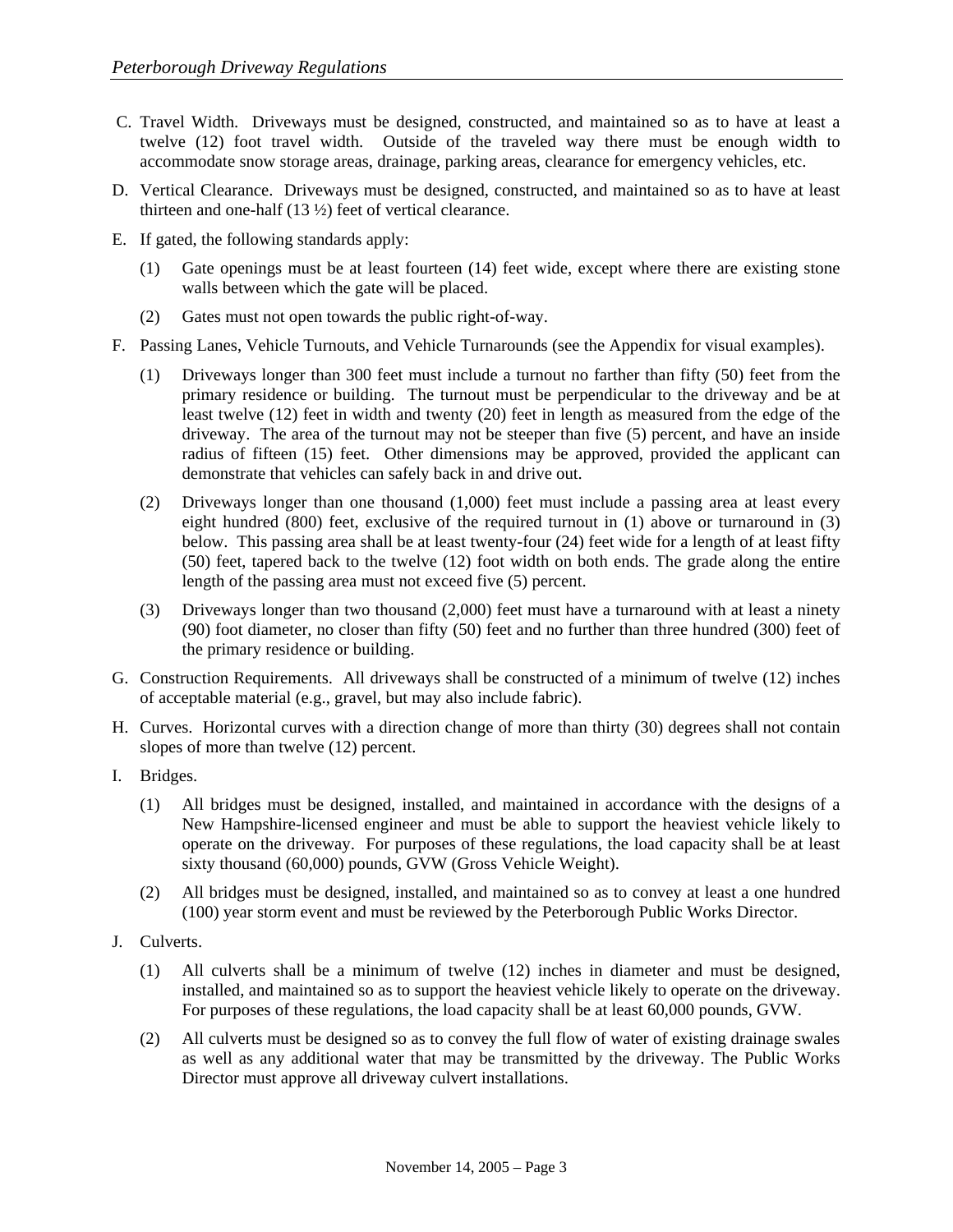C. Travel Width. Driveways must be designed, constructed, and maintained so as to have at least a twelve (12) foot travel width. Outside of the traveled way there must be enough width to accommodate snow storage areas, drainage, parking areas, clearance for emergency vehicles, etc.

D. Vertical Clearance. Driveways must be designed, constructed, and maintained so as to have at least thirteen and one-half (13 ½) feet of vertical clearance.

E. If gated, the following standards apply:

   (1) Gate openings must be at least fourteen (14) feet wide, except where there are existing stone walls between which the gate will be placed.

   (2) Gates must not open towards the public right-of-way.

F. Passing Lanes, Vehicle Turnouts, and Vehicle Turnarounds (see the Appendix for visual examples).

   (1) Driveways longer than 300 feet must include a turnout no farther than fifty (50) feet from the primary residence or building. The turnout must be perpendicular to the driveway and be at least twelve (12) feet in width and twenty (20) feet in length as measured from the edge of the driveway. The area of the turnout may not be steeper than five (5) percent, and have an inside radius of fifteen (15) feet. Other dimensions may be approved, provided the applicant can demonstrate that vehicles can safely back in and drive out.

   (2) Driveways longer than one thousand (1,000) feet must include a passing area at least every eight hundred (800) feet, exclusive of the required turnout in (1) above or turnaround in (3) below. This passing area shall be at least twenty-four (24) feet wide for a length of at least fifty (50) feet, tapered back to the twelve (12) foot width on both ends. The grade along the entire length of the passing area must not exceed five (5) percent.

   (3) Driveways longer than two thousand (2,000) feet must have a turnaround with at least a ninety (90) foot diameter, no closer than fifty (50) feet and no further than three hundred (300) feet of the primary residence or building.

G. Construction Requirements. All driveways shall be constructed of a minimum of twelve (12) inches of acceptable material (e.g., gravel, but may also include fabric).

H. Curves. Horizontal curves with a direction change of more than thirty (30) degrees shall not contain slopes of more than twelve (12) percent.

I. Bridges.

   (1) All bridges must be designed, installed, and maintained in accordance with the designs of a New Hampshire-licensed engineer and must be able to support the heaviest vehicle likely to operate on the driveway. For purposes of these regulations, the load capacity shall be at least sixty thousand (60,000) pounds, GVW (Gross Vehicle Weight).

   (2) All bridges must be designed, installed, and maintained so as to convey at least a one hundred (100) year storm event and must be reviewed by the Peterborough Public Works Director.

J. Culverts.

   (1) All culverts shall be a minimum of twelve (12) inches in diameter and must be designed, installed, and maintained so as to support the heaviest vehicle likely to operate on the driveway. For purposes of these regulations, the load capacity shall be at least 60,000 pounds, GVW.

   (2) All culverts must be designed so as to convey the full flow of water of existing drainage swales as well as any additional water that may be transmitted by the driveway. The Public Works Director must approve all driveway culvert installations.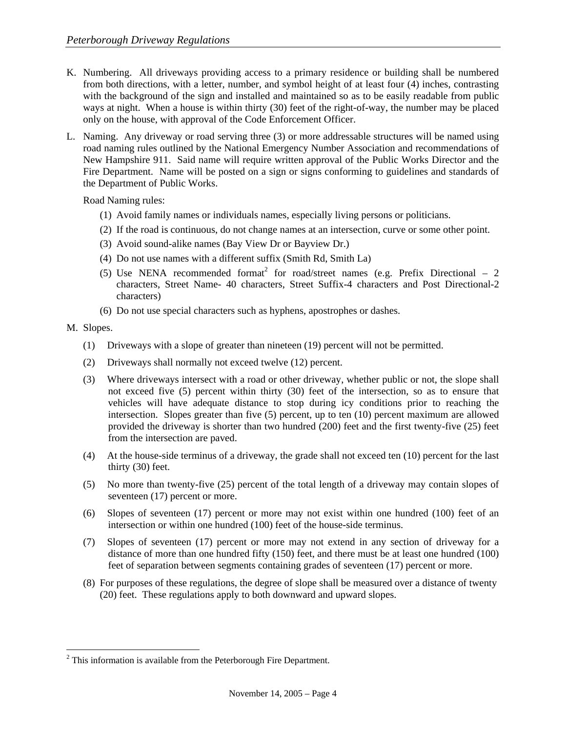K. Numbering. All driveways providing access to a primary residence or building shall be numbered from both directions, with a letter, number, and symbol height of at least four (4) inches, contrasting with the background of the sign and installed and maintained so as to be easily readable from public ways at night. When a house is within thirty (30) feet of the right-of-way, the number may be placed only on the house, with approval of the Code Enforcement Officer.

L. Naming. Any driveway or road serving three (3) or more addressable structures will be named using road naming rules outlined by the National Emergency Number Association and recommendations of New Hampshire 911. Said name will require written approval of the Public Works Director and the Fire Department. Name will be posted on a sign or signs conforming to guidelines and standards of the Department of Public Works.

   Road Naming rules:

   (1) Avoid family names or individuals names, especially living persons or politicians.

   (2) If the road is continuous, do not change names at an intersection, curve or some other point.

   (3) Avoid sound-alike names (Bay View Dr or Bayview Dr.)

   (4) Do not use names with a different suffix (Smith Rd, Smith La)

   (5) Use NENA recommended format[2] for road/street names (e.g. Prefix Directional – 2 characters, Street Name- 40 characters, Street Suffix-4 characters and Post Directional-2 characters)

   (6) Do not use special characters such as hyphens, apostrophes or dashes.

M. Slopes.

   (1) Driveways with a slope of greater than nineteen (19) percent will not be permitted.

   (2) Driveways shall normally not exceed twelve (12) percent.

   (3) Where driveways intersect with a road or other driveway, whether public or not, the slope shall not exceed five (5) percent within thirty (30) feet of the intersection, so as to ensure that vehicles will have adequate distance to stop during icy conditions prior to reaching the intersection. Slopes greater than five (5) percent, up to ten (10) percent maximum are allowed provided the driveway is shorter than two hundred (200) feet and the first twenty-five (25) feet from the intersection are paved.

   (4) At the house-side terminus of a driveway, the grade shall not exceed ten (10) percent for the last thirty (30) feet.

   (5) No more than twenty-five (25) percent of the total length of a driveway may contain slopes of seventeen (17) percent or more.

   (6) Slopes of seventeen (17) percent or more may not exist within one hundred (100) feet of an intersection or within one hundred (100) feet of the house-side terminus.

   (7) Slopes of seventeen (17) percent or more may not extend in any section of driveway for a distance of more than one hundred fifty (150) feet, and there must be at least one hundred (100) feet of separation between segments containing grades of seventeen (17) percent or more.

   (8) For purposes of these regulations, the degree of slope shall be measured over a distance of twenty (20) feet. These regulations apply to both downward and upward slopes.

---

[2] This information is available from the Peterborough Fire Department.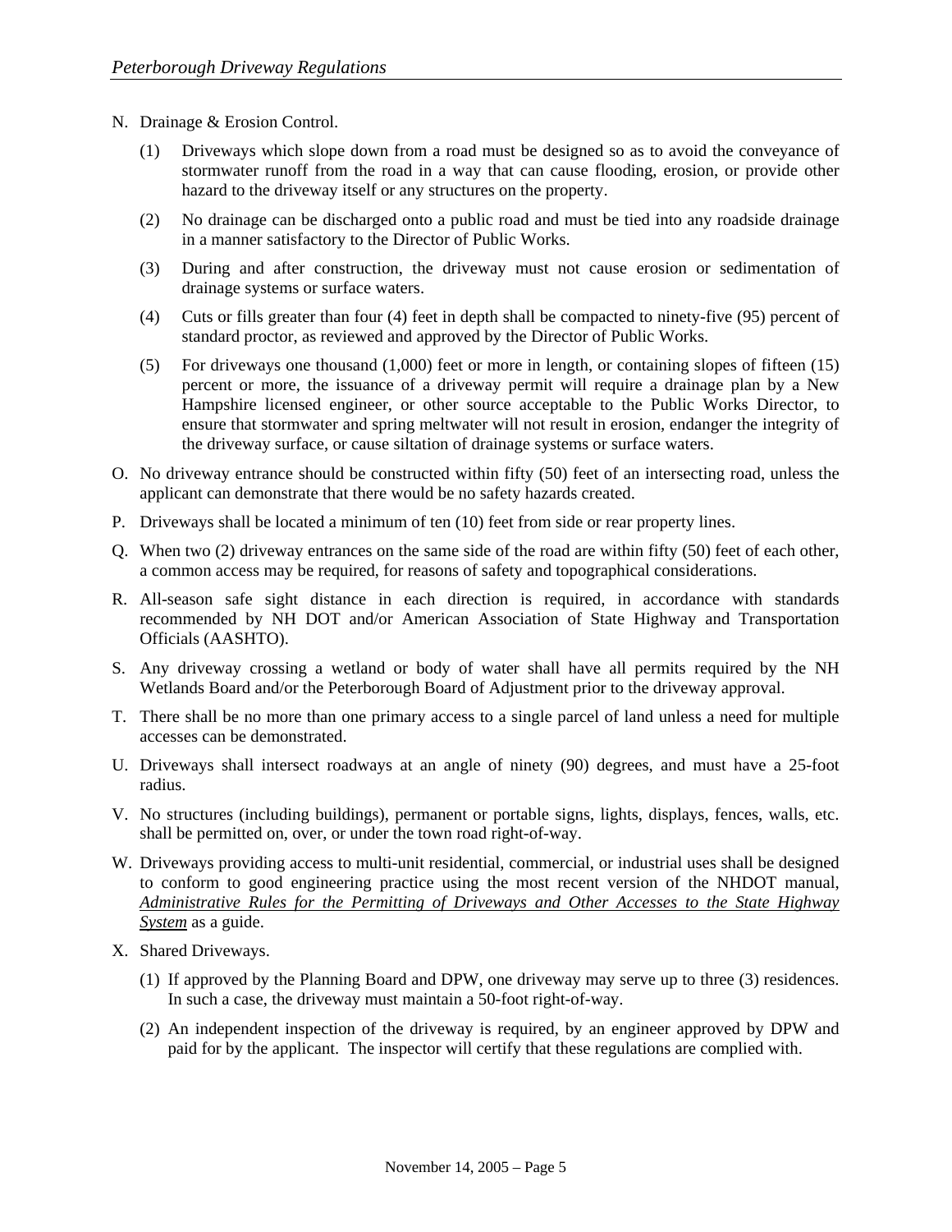N. Drainage & Erosion Control.

(1) Driveways which slope down from a road must be designed so as to avoid the conveyance of stormwater runoff from the road in a way that can cause flooding, erosion, or provide other hazard to the driveway itself or any structures on the property.

(2) No drainage can be discharged onto a public road and must be tied into any roadside drainage in a manner satisfactory to the Director of Public Works.

(3) During and after construction, the driveway must not cause erosion or sedimentation of drainage systems or surface waters.

(4) Cuts or fills greater than four (4) feet in depth shall be compacted to ninety-five (95) percent of standard proctor, as reviewed and approved by the Director of Public Works.

(5) For driveways one thousand (1,000) feet or more in length, or containing slopes of fifteen (15) percent or more, the issuance of a driveway permit will require a drainage plan by a New Hampshire licensed engineer, or other source acceptable to the Public Works Director, to ensure that stormwater and spring meltwater will not result in erosion, endanger the integrity of the driveway surface, or cause siltation of drainage systems or surface waters.

O. No driveway entrance should be constructed within fifty (50) feet of an intersecting road, unless the applicant can demonstrate that there would be no safety hazards created.

P. Driveways shall be located a minimum of ten (10) feet from side or rear property lines.

Q. When two (2) driveway entrances on the same side of the road are within fifty (50) feet of each other, a common access may be required, for reasons of safety and topographical considerations.

R. All-season safe sight distance in each direction is required, in accordance with standards recommended by NH DOT and/or American Association of State Highway and Transportation Officials (AASHTO).

S. Any driveway crossing a wetland or body of water shall have all permits required by the NH Wetlands Board and/or the Peterborough Board of Adjustment prior to the driveway approval.

T. There shall be no more than one primary access to a single parcel of land unless a need for multiple accesses can be demonstrated.

U. Driveways shall intersect roadways at an angle of ninety (90) degrees, and must have a 25-foot radius.

V. No structures (including buildings), permanent or portable signs, lights, displays, fences, walls, etc. shall be permitted on, over, or under the town road right-of-way.

W. Driveways providing access to multi-unit residential, commercial, or industrial uses shall be designed to conform to good engineering practice using the most recent version of the NHDOT manual, *Administrative Rules for the Permitting of Driveways and Other Accesses to the State Highway System* as a guide.

X. Shared Driveways.

(1) If approved by the Planning Board and DPW, one driveway may serve up to three (3) residences. In such a case, the driveway must maintain a 50-foot right-of-way.

(2) An independent inspection of the driveway is required, by an engineer approved by DPW and paid for by the applicant. The inspector will certify that these regulations are complied with.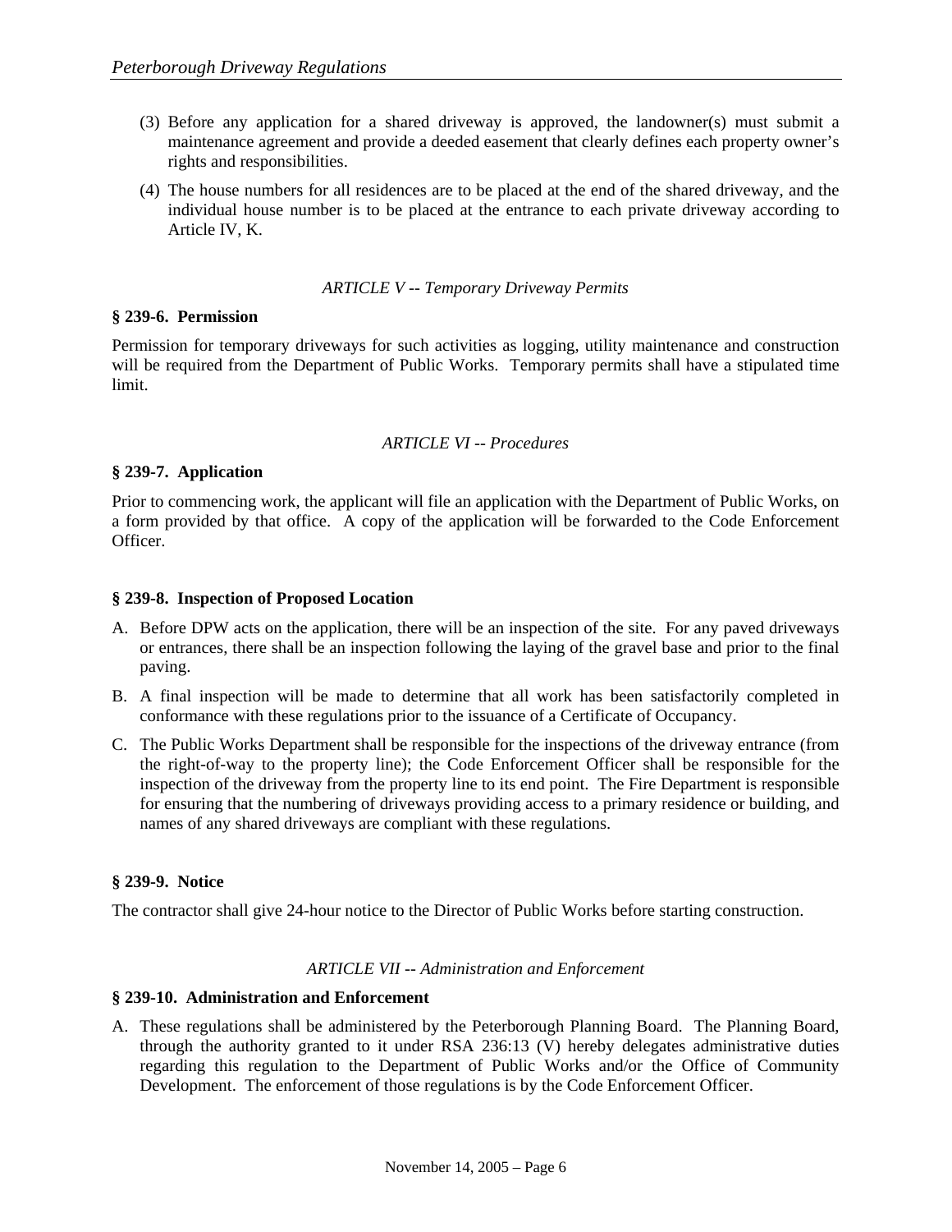(3) Before any application for a shared driveway is approved, the landowner(s) must submit a maintenance agreement and provide a deeded easement that clearly defines each property owner's rights and responsibilities.

(4) The house numbers for all residences are to be placed at the end of the shared driveway, and the individual house number is to be placed at the entrance to each private driveway according to Article IV, K.

## *ARTICLE V -- Temporary Driveway Permits*

### § 239-6. Permission

Permission for temporary driveways for such activities as logging, utility maintenance and construction will be required from the Department of Public Works. Temporary permits shall have a stipulated time limit.

## *ARTICLE VI -- Procedures*

### § 239-7. Application

Prior to commencing work, the applicant will file an application with the Department of Public Works, on a form provided by that office. A copy of the application will be forwarded to the Code Enforcement Officer.

### § 239-8. Inspection of Proposed Location

A. Before DPW acts on the application, there will be an inspection of the site. For any paved driveways or entrances, there shall be an inspection following the laying of the gravel base and prior to the final paving.

B. A final inspection will be made to determine that all work has been satisfactorily completed in conformance with these regulations prior to the issuance of a Certificate of Occupancy.

C. The Public Works Department shall be responsible for the inspections of the driveway entrance (from the right-of-way to the property line); the Code Enforcement Officer shall be responsible for the inspection of the driveway from the property line to its end point. The Fire Department is responsible for ensuring that the numbering of driveways providing access to a primary residence or building, and names of any shared driveways are compliant with these regulations.

### § 239-9. Notice

The contractor shall give 24-hour notice to the Director of Public Works before starting construction.

## *ARTICLE VII -- Administration and Enforcement*

### § 239-10. Administration and Enforcement

A. These regulations shall be administered by the Peterborough Planning Board. The Planning Board, through the authority granted to it under RSA 236:13 (V) hereby delegates administrative duties regarding this regulation to the Department of Public Works and/or the Office of Community Development. The enforcement of those regulations is by the Code Enforcement Officer.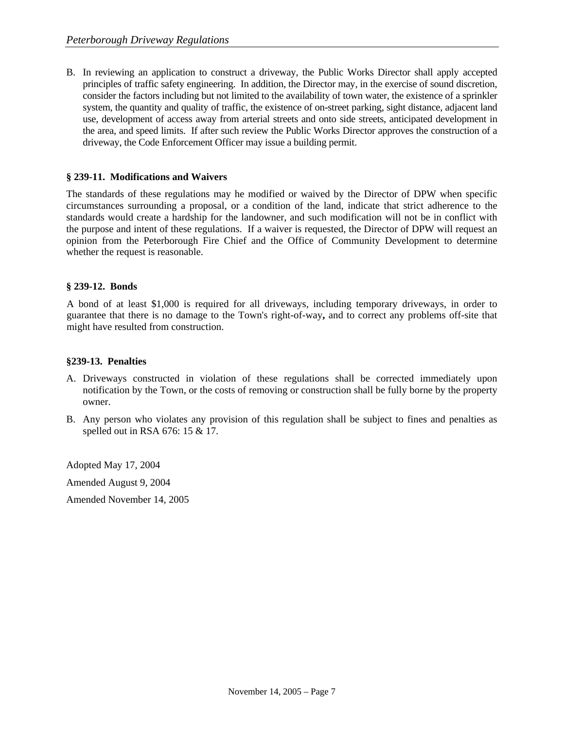B. In reviewing an application to construct a driveway, the Public Works Director shall apply accepted principles of traffic safety engineering. In addition, the Director may, in the exercise of sound discretion, consider the factors including but not limited to the availability of town water, the existence of a sprinkler system, the quantity and quality of traffic, the existence of on-street parking, sight distance, adjacent land use, development of access away from arterial streets and onto side streets, anticipated development in the area, and speed limits. If after such review the Public Works Director approves the construction of a driveway, the Code Enforcement Officer may issue a building permit.

### § 239-11. Modifications and Waivers

The standards of these regulations may he modified or waived by the Director of DPW when specific circumstances surrounding a proposal, or a condition of the land, indicate that strict adherence to the standards would create a hardship for the landowner, and such modification will not be in conflict with the purpose and intent of these regulations. If a waiver is requested, the Director of DPW will request an opinion from the Peterborough Fire Chief and the Office of Community Development to determine whether the request is reasonable.

### § 239-12. Bonds

A bond of at least $1,000 is required for all driveways, including temporary driveways, in order to guarantee that there is no damage to the Town's right-of-way**,** and to correct any problems off-site that might have resulted from construction.

### §239-13. Penalties

A. Driveways constructed in violation of these regulations shall be corrected immediately upon notification by the Town, or the costs of removing or construction shall be fully borne by the property owner.

B. Any person who violates any provision of this regulation shall be subject to fines and penalties as spelled out in RSA 676: 15 & 17.

Adopted May 17, 2004

Amended August 9, 2004

Amended November 14, 2005